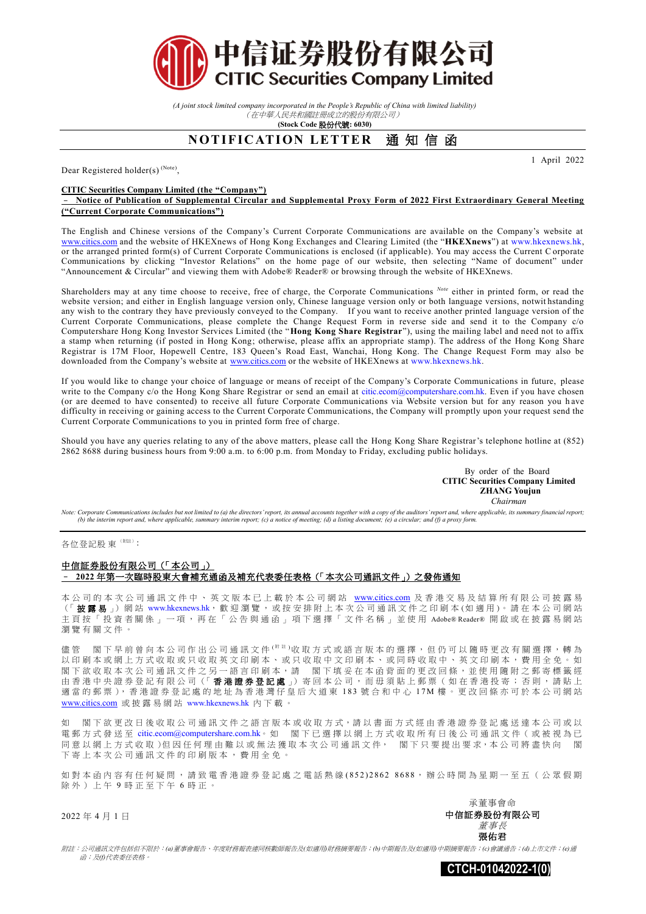# 中信证券股份有限公司
# CITIC Securities Company Limited

*(A joint stock limited company incorporated in the People's Republic of China with limited liability)*
*（在中華人民共和國註冊成立的股份有限公司）*
**(Stock Code 股份代號: 6030)**

## NOTIFICATION LETTER 通知信函

1 April 2022

Dear Registered holder(s) (Note),

**CITIC Securities Company Limited (the "Company")**
**– Notice of Publication of Supplemental Circular and Supplemental Proxy Form of 2022 First Extraordinary General Meeting ("Current Corporate Communications")**

The English and Chinese versions of the Company's Current Corporate Communications are available on the Company's website at www.citics.com and the website of HKEXnews of Hong Kong Exchanges and Clearing Limited (the "**HKEXnews**") at www.hkexnews.hk, or the arranged printed form(s) of Current Corporate Communications is enclosed (if applicable). You may access the Current Corporate Communications by clicking "Investor Relations" on the home page of our website, then selecting "Name of document" under "Announcement & Circular" and viewing them with Adobe® Reader® or browsing through the website of HKEXnews.

Shareholders may at any time choose to receive, free of charge, the Corporate Communications Note either in printed form, or read the website version; and either in English language version only, Chinese language version only or both language versions, notwithstanding any wish to the contrary they have previously conveyed to the Company. If you want to receive another printed language version of the Current Corporate Communications, please complete the Change Request Form in reverse side and send it to the Company c/o Computershare Hong Kong Investor Services Limited (the "**Hong Kong Share Registrar**"), using the mailing label and need not to affix a stamp when returning (if posted in Hong Kong; otherwise, please affix an appropriate stamp). The address of the Hong Kong Share Registrar is 17M Floor, Hopewell Centre, 183 Queen's Road East, Wanchai, Hong Kong. The Change Request Form may also be downloaded from the Company's website at www.citics.com or the website of HKEXnews at www.hkexnews.hk.

If you would like to change your choice of language or means of receipt of the Company's Corporate Communications in future, please write to the Company c/o the Hong Kong Share Registrar or send an email at citic.ecom@computershare.com.hk. Even if you have chosen (or are deemed to have consented) to receive all future Corporate Communications via Website version but for any reason you have difficulty in receiving or gaining access to the Current Corporate Communications, the Company will promptly upon your request send the Current Corporate Communications to you in printed form free of charge.

Should you have any queries relating to any of the above matters, please call the Hong Kong Share Registrar's telephone hotline at (852) 2862 8688 during business hours from 9:00 a.m. to 6:00 p.m. from Monday to Friday, excluding public holidays.

By order of the Board
**CITIC Securities Company Limited**
**ZHANG Youjun**
*Chairman*

*Note: Corporate Communications includes but not limited to (a) the directors' report, its annual accounts together with a copy of the auditors' report and, where applicable, its summary financial report; (b) the interim report and, where applicable, summary interim report; (c) a notice of meeting; (d) a listing document; (e) a circular; and (f) a proxy form.*

---

各位登記股東(附註)：

**中信証券股份有限公司（「本公司」）**
**– 2022年第一次臨時股東大會補充通函及補充代表委任表格（「本次公司通訊文件」）之發佈通知**

本公司的本次公司通訊文件中、英文版本已上載於本公司網站 www.citics.com 及香港交易及結算有限公司披露易（「**披露易**」）網站 www.hkexnews.hk，歡迎瀏覽，或按安排附上本次公司通訊文件之印刷本(如適用)。請在本公司網站主頁按「投資者關係」一項，再在「公告與通函」項下選擇「文件名稱」並使用 Adobe® Reader® 開啟或在披露易網站瀏覽有關文件。

儘管 閣下早前曾向本公司作出公司通訊文件(附註)收取方式或語言版本的選擇，但仍可以隨時更改有關選擇，轉為以印刷本或網上方式收取或只收取英文印刷本、或只收取中文印刷本、或同時收取中、英文印刷本，費用全免。如閣下欲收取本次公司通訊文件之另一語言印刷本，請 閣下填妥在本函背面的更改回條，並使用隨附之郵寄標籤經由香港中央證券登記有限公司（「**香港證券登記處**」）寄回本公司，而毋須貼上郵票（如在香港投寄；否則，請貼上適當的郵票），香港證券登記處的地址為香港灣仔皇后大道東183號合和中心17M樓。更改回條亦可於本公司網站 www.citics.com 或披露易網站 www.hkexnews.hk 內下載。

如 閣下欲更改日後收取公司通訊文件之語言版本或收取方式，請以書面方式經由香港證券登記處送達本公司或以電郵方式發送至 citic.ecom@computershare.com.hk。如 閣下已選擇以網上方式收取所有日後公司通訊文件（或被視為已同意以網上方式收取）但因任何理由難以或無法獲取本次公司通訊文件， 閣下只要提出要求，本公司將盡快向 閣下寄上本次公司通訊文件的印刷版本，費用全免。

如對本函內容有任何疑問，請致電香港證券登記處之電話熱線(852)2862 8688，辦公時間為星期一至五（公眾假期除外）上午9時正至下午6時正。

2022年4月1日

承董事會命
**中信証券股份有限公司**
*董事長*
**張佑君**

*附註：公司通訊文件包括但不限於：(a)董事會報告、年度財務報表連同核數師報告及(如適用)財務摘要報告；(b)中期報告及(如適用)中期摘要報告；(c)會議通告；(d)上市文件；(e)通函；及(f)代表委任表格。*

CTCH-01042022-1(0)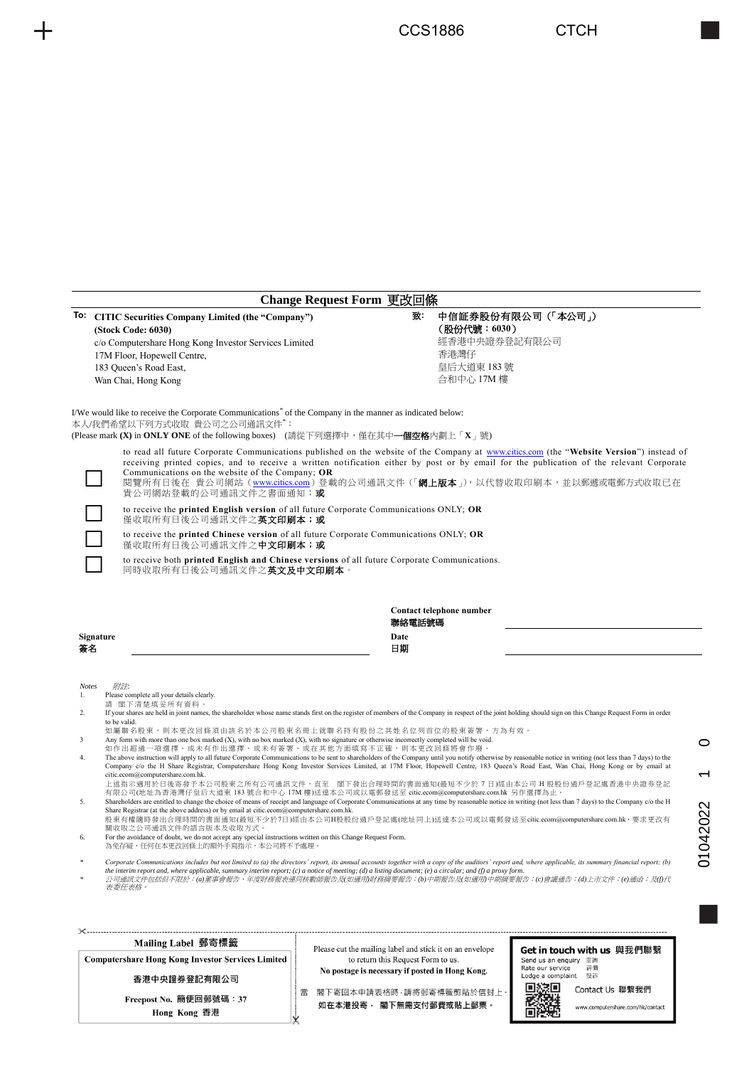# Change Request Form 更改回條

**To: CITIC Securities Company Limited (the "Company")**
**(Stock Code: 6030)**
c/o Computershare Hong Kong Investor Services Limited
17M Floor, Hopewell Centre,
183 Queen's Road East,
Wan Chai, Hong Kong

**致： 中信証券股份有限公司（「本公司」）**
**（股份代號：6030）**
經香港中央證券登記有限公司
香港灣仔
皇后大道東 183 號
合和中心 17M 樓

I/We would like to receive the Corporate Communications* of the Company in the manner as indicated below:
本人/我們希望以下列方式收取 貴公司之公司通訊文件*：
(Please mark **(X)** in **ONLY ONE** of the following boxes) （請從下列選擇中，僅在其中**一個空格**內劃上「**X**」號）

☐ to read all future Corporate Communications published on the website of the Company at www.citics.com (the "**Website Version**") instead of receiving printed copies, and to receive a written notification either by post or by email for the publication of the relevant Corporate Communications on the website of the Company; **OR**
閱覽所有日後在 貴公司網站（www.citics.com）登載的公司通訊文件（「**網上版本**」），以代替收取印刷本，並以郵遞或電郵方式收取已在貴公司網站登載的公司通訊文件之書面通知；**或**

☐ to receive the **printed English version** of all future Corporate Communications ONLY; **OR**
僅收取所有日後公司通訊文件之**英文印刷本**；**或**

☐ to receive the **printed Chinese version** of all future Corporate Communications ONLY; **OR**
僅收取所有日後公司通訊文件之**中文印刷本**；**或**

☐ to receive both **printed English and Chinese versions** of all future Corporate Communications.
同時收取所有日後公司通訊文件之**英文及中文印刷本**。

**Contact telephone number 聯絡電話號碼** ______________________

**Signature 簽名** ______________________ **Date 日期** ______________________

*Notes 附註:*

1. Please complete all your details clearly.
請 閣下清楚填妥所有資料。
2. If your shares are held in joint names, the shareholder whose name stands first on the register of members of the Company in respect of the joint holding should sign on this Change Request Form in order to be valid.
如屬聯名股東，則本更改回條須由該名於本公司股東名冊上就聯名持有股份之其姓名位列首位的股東簽署，方為有效。
3. Any form with more than one box marked (X), with no box marked (X), with no signature or otherwise incorrectly completed will be void.
如作出超過一項選擇、或未有作出選擇、或未有簽署、或在其他方面填寫不正確，則本更改回條將會作廢。
4. The above instruction will apply to all future Corporate Communications to be sent to shareholders of the Company until you notify otherwise by reasonable notice in writing (not less than 7 days) to the Company c/o the H Share Registrar, Computershare Hong Kong Investor Services Limited, at 17M Floor, Hopewell Centre, 183 Queen's Road East, Wan Chai, Hong Kong or by email at citic.ecom@computershare.com.hk.
上述指示適用於日後寄發予本公司股東之所有公司通訊文件，直至 閣下發出合理時間的書面通知(最短不少於 7 日)經由本公司 H 股股份過戶登記處香港中央證券登記有限公司(地址為香港灣仔皇后大道東 183 號合和中心 17M 樓)送達本公司或以電郵發送至 citic.ecom@computershare.com.hk 另作選擇為止。
5. Shareholders are entitled to change the choice of means of receipt and language of Corporate Communications at any time by reasonable notice in writing (not less than 7 days) to the Company c/o the H Share Registrar (at the above address) or by email at citic.ecom@computershare.com.hk.
股東有權隨時發出合理時間的書面通知(最短不少於7日)經由本公司H股股份過戶登記處(地址同上)送達本公司或以電郵發送至citic.ecom@computershare.com.hk，要求更改有關收取之公司通訊文件的語言版本及收取方式。
6. For the avoidance of doubt, we do not accept any special instructions written on this Change Request Form.
為免存疑，任何在本更改回條上的額外手寫指示，本公司將不予處理。

\* *Corporate Communications includes but not limited to (a) the directors' report, its annual accounts together with a copy of the auditors' report and, where applicable, its summary financial report; (b) the interim report and, where applicable, summary interim report; (c) a notice of meeting; (d) a listing document; (e) a circular; and (f) a proxy form.*

\* *公司通訊文件包括但不限於：(a)董事會報告、年度財務報表連同核數師報告及(如適用)財務摘要報告；(b)中期報告及(如適用)中期摘要報告；(c)會議通告；(d)上市文件；(e)通函；及(f)代表委任表格。*

---

**Mailing Label 郵寄標籤**
**Computershare Hong Kong Investor Services Limited**
**香港中央證券登記有限公司**
**Freepost No. 簡便回郵號碼：37**
**Hong Kong 香港**

Please cut the mailing label and stick it on an envelope to return this Request Form to us.
**No postage is necessary if posted in Hong Kong.**
當 閣下寄回本申請表格時，請將郵寄標籤剪貼於信封上。
**如在本港投寄， 閣下無需支付郵費或貼上郵票。**

**Get in touch with us 與我們聯繫**
Send us an enquiry 查詢
Rate our service 評價
Lodge a complaint 投訴
Contact Us 聯繫我們
www.computershare.com/hk/contact